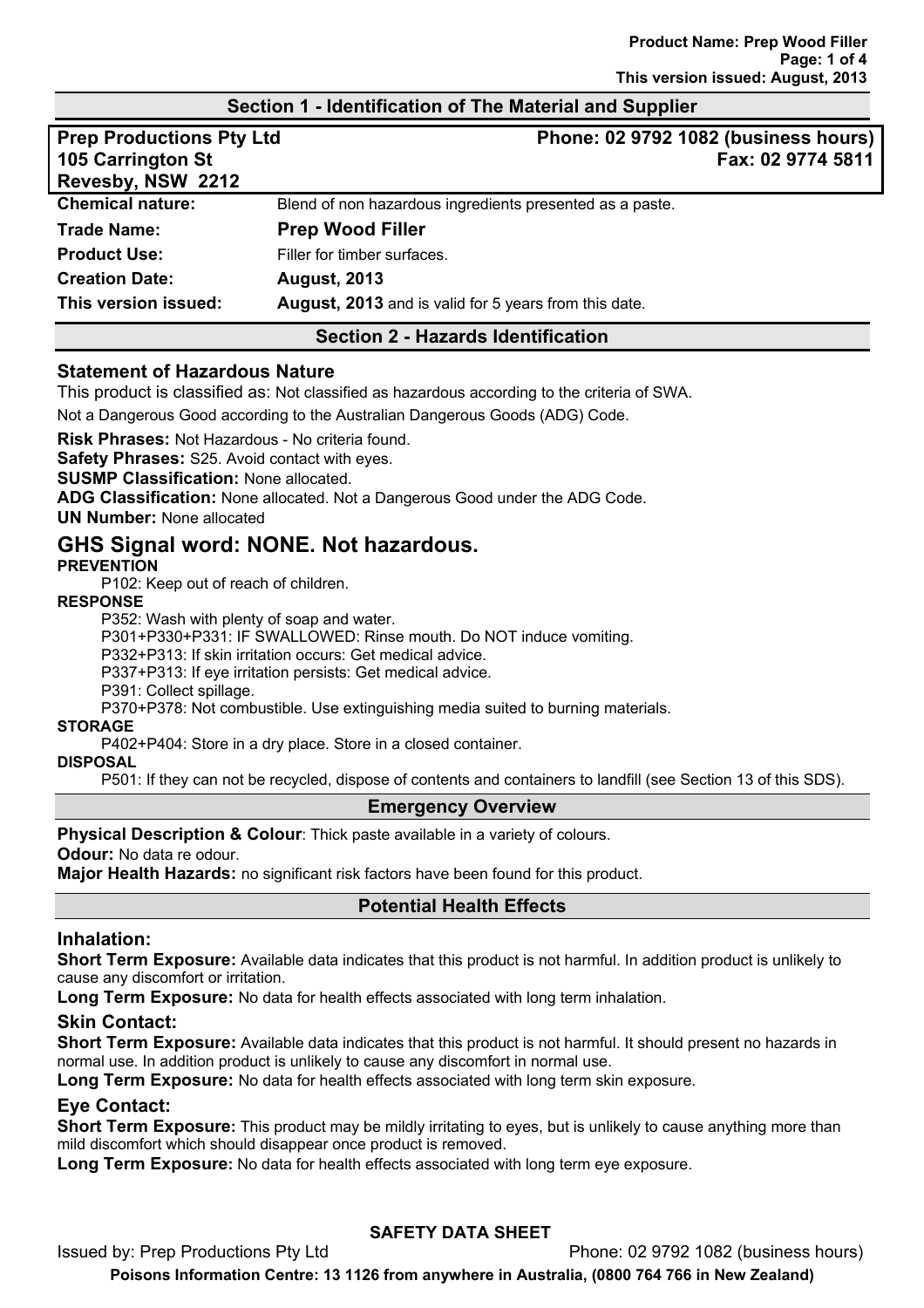## Section 1 - Identification of The Material and Supplier

| | |
|---|---|
| **Prep Productions Pty Ltd**<br>**105 Carrington St**<br>**Revesby, NSW 2212** | **Phone: 02 9792 1082 (business hours)**<br>**Fax: 02 9774 5811** |
| **Chemical nature:** | Blend of non hazardous ingredients presented as a paste. |
| **Trade Name:** | **Prep Wood Filler** |
| **Product Use:** | Filler for timber surfaces. |
| **Creation Date:** | **August, 2013** |
| **This version issued:** | **August, 2013** and is valid for 5 years from this date. |

## Section 2 - Hazards Identification

### Statement of Hazardous Nature

This product is classified as: Not classified as hazardous according to the criteria of SWA.

Not a Dangerous Good according to the Australian Dangerous Goods (ADG) Code.

**Risk Phrases:** Not Hazardous - No criteria found.
**Safety Phrases:** S25. Avoid contact with eyes.
**SUSMP Classification:** None allocated.
**ADG Classification:** None allocated. Not a Dangerous Good under the ADG Code.
**UN Number:** None allocated

## GHS Signal word: NONE. Not hazardous.

**PREVENTION**

P102: Keep out of reach of children.

**RESPONSE**

P352: Wash with plenty of soap and water.
P301+P330+P331: IF SWALLOWED: Rinse mouth. Do NOT induce vomiting.
P332+P313: If skin irritation occurs: Get medical advice.
P337+P313: If eye irritation persists: Get medical advice.
P391: Collect spillage.
P370+P378: Not combustible. Use extinguishing media suited to burning materials.

**STORAGE**

P402+P404: Store in a dry place. Store in a closed container.

**DISPOSAL**

P501: If they can not be recycled, dispose of contents and containers to landfill (see Section 13 of this SDS).

## Emergency Overview

**Physical Description & Colour**: Thick paste available in a variety of colours.
**Odour:** No data re odour.
**Major Health Hazards:** no significant risk factors have been found for this product.

## Potential Health Effects

### Inhalation:

**Short Term Exposure:** Available data indicates that this product is not harmful. In addition product is unlikely to cause any discomfort or irritation.
**Long Term Exposure:** No data for health effects associated with long term inhalation.

### Skin Contact:

**Short Term Exposure:** Available data indicates that this product is not harmful. It should present no hazards in normal use. In addition product is unlikely to cause any discomfort in normal use.
**Long Term Exposure:** No data for health effects associated with long term skin exposure.

### Eye Contact:

**Short Term Exposure:** This product may be mildly irritating to eyes, but is unlikely to cause anything more than mild discomfort which should disappear once product is removed.
**Long Term Exposure:** No data for health effects associated with long term eye exposure.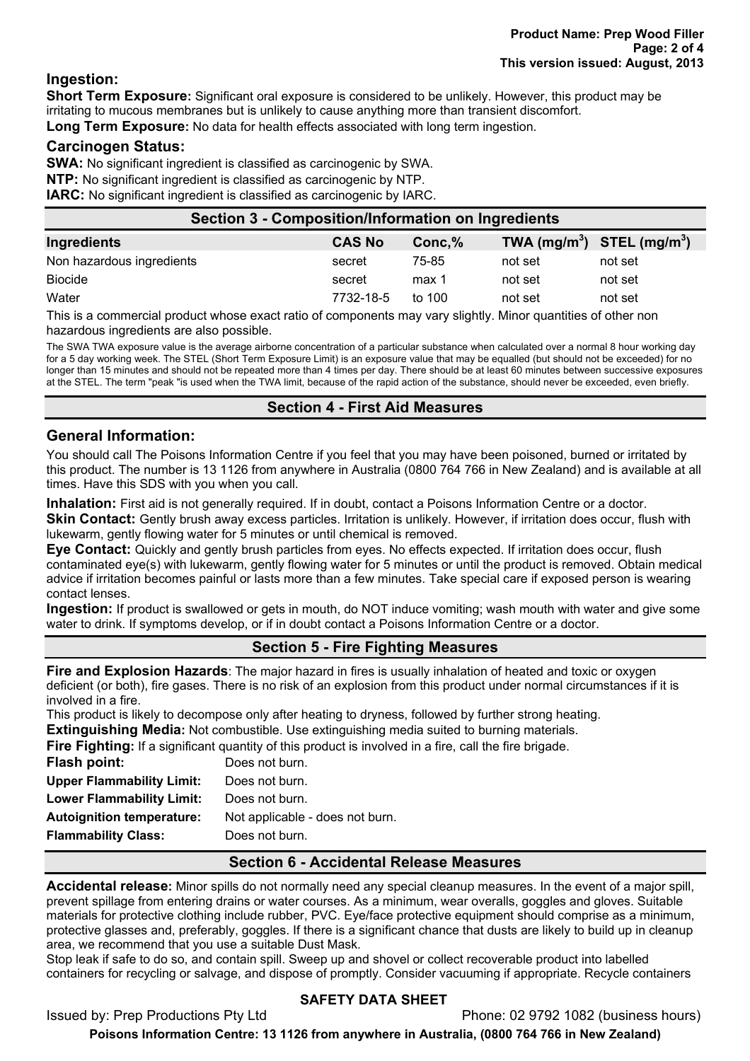## Ingestion:

**Short Term Exposure:** Significant oral exposure is considered to be unlikely. However, this product may be irritating to mucous membranes but is unlikely to cause anything more than transient discomfort.

**Long Term Exposure:** No data for health effects associated with long term ingestion.

## Carcinogen Status:

**SWA:** No significant ingredient is classified as carcinogenic by SWA.

**NTP:** No significant ingredient is classified as carcinogenic by NTP.

**IARC:** No significant ingredient is classified as carcinogenic by IARC.

## Section 3 - Composition/Information on Ingredients

| Ingredients | CAS No | Conc,% | TWA ($mg/m^3$) | STEL ($mg/m^3$) |
|---|---|---|---|---|
| Non hazardous ingredients | secret | 75-85 | not set | not set |
| Biocide | secret | max 1 | not set | not set |
| Water | 7732-18-5 | to 100 | not set | not set |

This is a commercial product whose exact ratio of components may vary slightly. Minor quantities of other non hazardous ingredients are also possible.

The SWA TWA exposure value is the average airborne concentration of a particular substance when calculated over a normal 8 hour working day for a 5 day working week. The STEL (Short Term Exposure Limit) is an exposure value that may be equalled (but should not be exceeded) for no longer than 15 minutes and should not be repeated more than 4 times per day. There should be at least 60 minutes between successive exposures at the STEL. The term "peak "is used when the TWA limit, because of the rapid action of the substance, should never be exceeded, even briefly.

## Section 4 - First Aid Measures

## General Information:

You should call The Poisons Information Centre if you feel that you may have been poisoned, burned or irritated by this product. The number is 13 1126 from anywhere in Australia (0800 764 766 in New Zealand) and is available at all times. Have this SDS with you when you call.

**Inhalation:** First aid is not generally required. If in doubt, contact a Poisons Information Centre or a doctor.

**Skin Contact:** Gently brush away excess particles. Irritation is unlikely. However, if irritation does occur, flush with lukewarm, gently flowing water for 5 minutes or until chemical is removed.

**Eye Contact:** Quickly and gently brush particles from eyes. No effects expected. If irritation does occur, flush contaminated eye(s) with lukewarm, gently flowing water for 5 minutes or until the product is removed. Obtain medical advice if irritation becomes painful or lasts more than a few minutes. Take special care if exposed person is wearing contact lenses.

**Ingestion:** If product is swallowed or gets in mouth, do NOT induce vomiting; wash mouth with water and give some water to drink. If symptoms develop, or if in doubt contact a Poisons Information Centre or a doctor.

## Section 5 - Fire Fighting Measures

**Fire and Explosion Hazards**: The major hazard in fires is usually inhalation of heated and toxic or oxygen deficient (or both), fire gases. There is no risk of an explosion from this product under normal circumstances if it is involved in a fire.

This product is likely to decompose only after heating to dryness, followed by further strong heating.

**Extinguishing Media:** Not combustible. Use extinguishing media suited to burning materials.

**Fire Fighting:** If a significant quantity of this product is involved in a fire, call the fire brigade.

**Flash point:** Does not burn.

**Upper Flammability Limit:** Does not burn.

**Lower Flammability Limit:** Does not burn.

**Autoignition temperature:** Not applicable - does not burn.

**Flammability Class:** Does not burn.

## Section 6 - Accidental Release Measures

**Accidental release:** Minor spills do not normally need any special cleanup measures. In the event of a major spill, prevent spillage from entering drains or water courses. As a minimum, wear overalls, goggles and gloves. Suitable materials for protective clothing include rubber, PVC. Eye/face protective equipment should comprise as a minimum, protective glasses and, preferably, goggles. If there is a significant chance that dusts are likely to build up in cleanup area, we recommend that you use a suitable Dust Mask.

Stop leak if safe to do so, and contain spill. Sweep up and shovel or collect recoverable product into labelled containers for recycling or salvage, and dispose of promptly. Consider vacuuming if appropriate. Recycle containers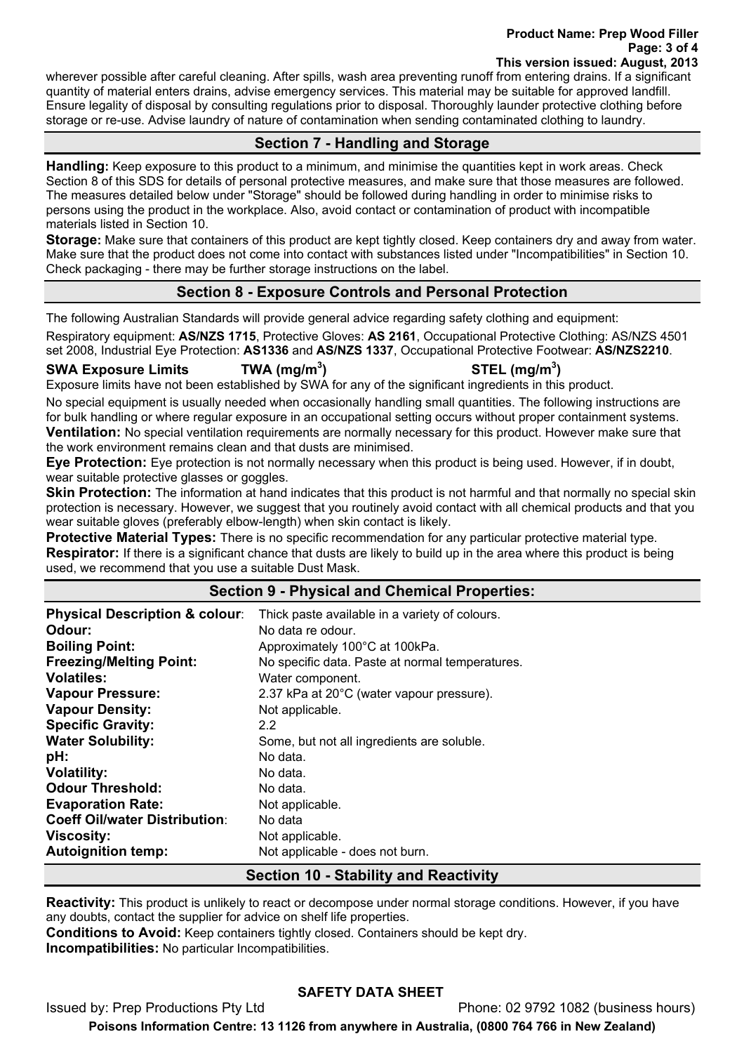wherever possible after careful cleaning. After spills, wash area preventing runoff from entering drains. If a significant quantity of material enters drains, advise emergency services. This material may be suitable for approved landfill. Ensure legality of disposal by consulting regulations prior to disposal. Thoroughly launder protective clothing before storage or re-use. Advise laundry of nature of contamination when sending contaminated clothing to laundry.

## Section 7 - Handling and Storage

**Handling:** Keep exposure to this product to a minimum, and minimise the quantities kept in work areas. Check Section 8 of this SDS for details of personal protective measures, and make sure that those measures are followed. The measures detailed below under "Storage" should be followed during handling in order to minimise risks to persons using the product in the workplace. Also, avoid contact or contamination of product with incompatible materials listed in Section 10.

**Storage:** Make sure that containers of this product are kept tightly closed. Keep containers dry and away from water. Make sure that the product does not come into contact with substances listed under "Incompatibilities" in Section 10. Check packaging - there may be further storage instructions on the label.

## Section 8 - Exposure Controls and Personal Protection

The following Australian Standards will provide general advice regarding safety clothing and equipment:

Respiratory equipment: **AS/NZS 1715**, Protective Gloves: **AS 2161**, Occupational Protective Clothing: AS/NZS 4501 set 2008, Industrial Eye Protection: **AS1336** and **AS/NZS 1337**, Occupational Protective Footwear: **AS/NZS2210**.

| SWA Exposure Limits | TWA ($mg/m^3$) | STEL ($mg/m^3$) |
|---|---|---|

Exposure limits have not been established by SWA for any of the significant ingredients in this product.

No special equipment is usually needed when occasionally handling small quantities. The following instructions are for bulk handling or where regular exposure in an occupational setting occurs without proper containment systems.

**Ventilation:** No special ventilation requirements are normally necessary for this product. However make sure that the work environment remains clean and that dusts are minimised.

**Eye Protection:** Eye protection is not normally necessary when this product is being used. However, if in doubt, wear suitable protective glasses or goggles.

**Skin Protection:** The information at hand indicates that this product is not harmful and that normally no special skin protection is necessary. However, we suggest that you routinely avoid contact with all chemical products and that you wear suitable gloves (preferably elbow-length) when skin contact is likely.

**Protective Material Types:** There is no specific recommendation for any particular protective material type.

**Respirator:** If there is a significant chance that dusts are likely to build up in the area where this product is being used, we recommend that you use a suitable Dust Mask.

## Section 9 - Physical and Chemical Properties:

| | |
|---|---|
| **Physical Description & colour**: | Thick paste available in a variety of colours. |
| **Odour:** | No data re odour. |
| **Boiling Point:** | Approximately 100°C at 100kPa. |
| **Freezing/Melting Point:** | No specific data. Paste at normal temperatures. |
| **Volatiles:** | Water component. |
| **Vapour Pressure:** | 2.37 kPa at 20°C (water vapour pressure). |
| **Vapour Density:** | Not applicable. |
| **Specific Gravity:** | 2.2 |
| **Water Solubility:** | Some, but not all ingredients are soluble. |
| **pH:** | No data. |
| **Volatility:** | No data. |
| **Odour Threshold:** | No data. |
| **Evaporation Rate:** | Not applicable. |
| **Coeff Oil/water Distribution**: | No data |
| **Viscosity:** | Not applicable. |
| **Autoignition temp:** | Not applicable - does not burn. |

## Section 10 - Stability and Reactivity

**Reactivity:** This product is unlikely to react or decompose under normal storage conditions. However, if you have any doubts, contact the supplier for advice on shelf life properties.

**Conditions to Avoid:** Keep containers tightly closed. Containers should be kept dry.

**Incompatibilities:** No particular Incompatibilities.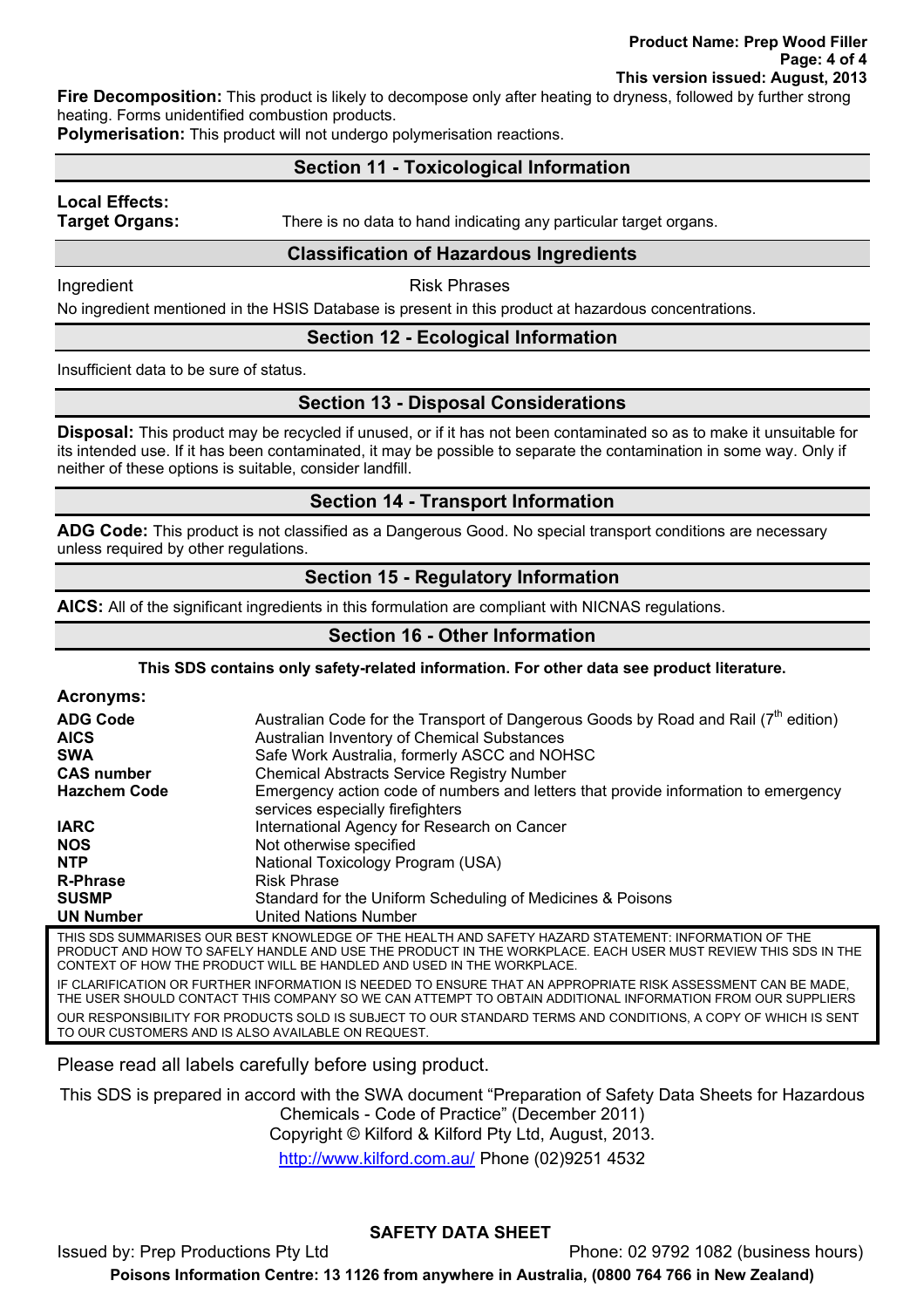**Fire Decomposition:** This product is likely to decompose only after heating to dryness, followed by further strong heating. Forms unidentified combustion products.
**Polymerisation:** This product will not undergo polymerisation reactions.

## Section 11 - Toxicological Information

**Local Effects:**
**Target Organs:** There is no data to hand indicating any particular target organs.

### Classification of Hazardous Ingredients

| Ingredient | Risk Phrases |
|---|---|

No ingredient mentioned in the HSIS Database is present in this product at hazardous concentrations.

## Section 12 - Ecological Information

Insufficient data to be sure of status.

## Section 13 - Disposal Considerations

**Disposal:** This product may be recycled if unused, or if it has not been contaminated so as to make it unsuitable for its intended use. If it has been contaminated, it may be possible to separate the contamination in some way. Only if neither of these options is suitable, consider landfill.

## Section 14 - Transport Information

**ADG Code:** This product is not classified as a Dangerous Good. No special transport conditions are necessary unless required by other regulations.

## Section 15 - Regulatory Information

**AICS:** All of the significant ingredients in this formulation are compliant with NICNAS regulations.

## Section 16 - Other Information

**This SDS contains only safety-related information. For other data see product literature.**

**Acronyms:**

| | |
|---|---|
| **ADG Code** | Australian Code for the Transport of Dangerous Goods by Road and Rail (7th edition) |
| **AICS** | Australian Inventory of Chemical Substances |
| **SWA** | Safe Work Australia, formerly ASCC and NOHSC |
| **CAS number** | Chemical Abstracts Service Registry Number |
| **Hazchem Code** | Emergency action code of numbers and letters that provide information to emergency services especially firefighters |
| **IARC** | International Agency for Research on Cancer |
| **NOS** | Not otherwise specified |
| **NTP** | National Toxicology Program (USA) |
| **R-Phrase** | Risk Phrase |
| **SUSMP** | Standard for the Uniform Scheduling of Medicines & Poisons |
| **UN Number** | United Nations Number |

THIS SDS SUMMARISES OUR BEST KNOWLEDGE OF THE HEALTH AND SAFETY HAZARD STATEMENT: INFORMATION OF THE PRODUCT AND HOW TO SAFELY HANDLE AND USE THE PRODUCT IN THE WORKPLACE. EACH USER MUST REVIEW THIS SDS IN THE CONTEXT OF HOW THE PRODUCT WILL BE HANDLED AND USED IN THE WORKPLACE.

IF CLARIFICATION OR FURTHER INFORMATION IS NEEDED TO ENSURE THAT AN APPROPRIATE RISK ASSESSMENT CAN BE MADE, THE USER SHOULD CONTACT THIS COMPANY SO WE CAN ATTEMPT TO OBTAIN ADDITIONAL INFORMATION FROM OUR SUPPLIERS

OUR RESPONSIBILITY FOR PRODUCTS SOLD IS SUBJECT TO OUR STANDARD TERMS AND CONDITIONS, A COPY OF WHICH IS SENT TO OUR CUSTOMERS AND IS ALSO AVAILABLE ON REQUEST.

Please read all labels carefully before using product.

This SDS is prepared in accord with the SWA document "Preparation of Safety Data Sheets for Hazardous Chemicals - Code of Practice" (December 2011)
Copyright © Kilford & Kilford Pty Ltd, August, 2013.
http://www.kilford.com.au/ Phone (02)9251 4532